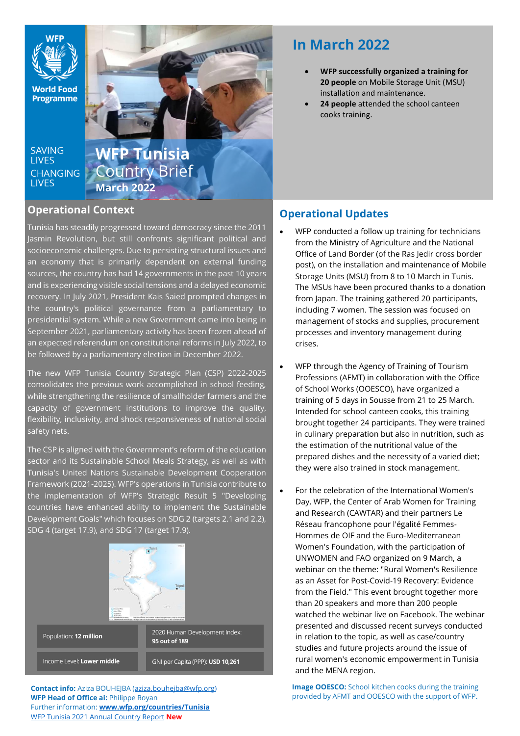WFP

World Food Programme

SAVING LIVES CHANGING LIVES

# WFP Tunisia Country Brief

**March 2022**

## In March 2022

- **WFP successfully organized a training for 20 people** on Mobile Storage Unit (MSU) installation and maintenance.
- **24 people** attended the school canteen cooks training.

## Operational Context

Tunisia has steadily progressed toward democracy since the 2011 Jasmin Revolution, but still confronts significant political and socioeconomic challenges. Due to persisting structural issues and an economy that is primarily dependent on external funding sources, the country has had 14 governments in the past 10 years and is experiencing visible social tensions and a delayed economic recovery. In July 2021, President Kais Saied prompted changes in the country's political governance from a parliamentary to presidential system. While a new Government came into being in September 2021, parliamentary activity has been frozen ahead of an expected referendum on constitutional reforms in July 2022, to be followed by a parliamentary election in December 2022.

The new WFP Tunisia Country Strategic Plan (CSP) 2022-2025 consolidates the previous work accomplished in school feeding, while strengthening the resilience of smallholder farmers and the capacity of government institutions to improve the quality, flexibility, inclusivity, and shock responsiveness of national social safety nets.

The CSP is aligned with the Government's reform of the education sector and its Sustainable School Meals Strategy, as well as with Tunisia's United Nations Sustainable Development Cooperation Framework (2021-2025). WFP's operations in Tunisia contribute to the implementation of WFP's Strategic Result 5 "Developing countries have enhanced ability to implement the Sustainable Development Goals" which focuses on SDG 2 (targets 2.1 and 2.2), SDG 4 (target 17.9), and SDG 17 (target 17.9).

| | |
|---|---|
| Population: **12 million** | 2020 Human Development Index: **95 out of 189** |
| Income Level: **Lower middle** | GNI per Capita (PPP): **USD 10,261** |

**Contact info:** Aziza BOUHEJBA (aziza.bouhejba@wfp.org)
**WFP Head of Office ai:** Philippe Royan
Further information: **www.wfp.org/countries/Tunisia**
WFP Tunisia 2021 Annual Country Report **New**

## Operational Updates

- WFP conducted a follow up training for technicians from the Ministry of Agriculture and the National Office of Land Border (of the Ras Jedir cross border post), on the installation and maintenance of Mobile Storage Units (MSU) from 8 to 10 March in Tunis. The MSUs have been procured thanks to a donation from Japan. The training gathered 20 participants, including 7 women. The session was focused on management of stocks and supplies, procurement processes and inventory management during crises.

- WFP through the Agency of Training of Tourism Professions (AFMT) in collaboration with the Office of School Works (OOESCO), have organized a training of 5 days in Sousse from 21 to 25 March. Intended for school canteen cooks, this training brought together 24 participants. They were trained in culinary preparation but also in nutrition, such as the estimation of the nutritional value of the prepared dishes and the necessity of a varied diet; they were also trained in stock management.

- For the celebration of the International Women's Day, WFP, the Center of Arab Women for Training and Research (CAWTAR) and their partners Le Réseau francophone pour l'égalité Femmes-Hommes de OIF and the Euro-Mediterranean Women's Foundation, with the participation of UNWOMEN and FAO organized on 9 March, a webinar on the theme: "Rural Women's Resilience as an Asset for Post-Covid-19 Recovery: Evidence from the Field." This event brought together more than 20 speakers and more than 200 people watched the webinar live on Facebook. The webinar presented and discussed recent surveys conducted in relation to the topic, as well as case/country studies and future projects around the issue of rural women's economic empowerment in Tunisia and the MENA region.

**Image OOESCO:** School kitchen cooks during the training provided by AFMT and OOESCO with the support of WFP.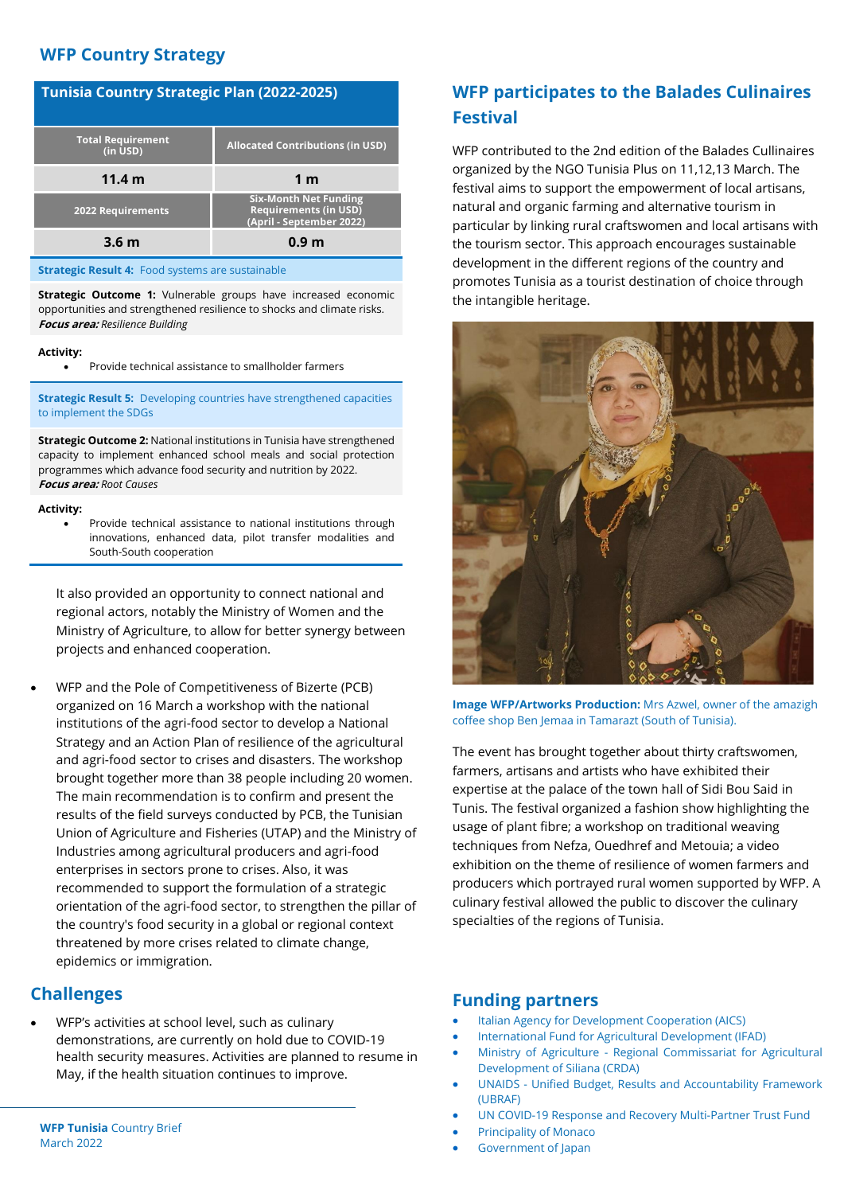## WFP Country Strategy

**Tunisia Country Strategic Plan (2022-2025)**

| Total Requirement (in USD) | Allocated Contributions (in USD) |
|---|---|
| **11.4 m** | **1 m** |
| **2022 Requirements** | **Six-Month Net Funding Requirements (in USD) (April - September 2022)** |
| **3.6 m** | **0.9 m** |

**Strategic Result 4:** Food systems are sustainable

**Strategic Outcome 1:** Vulnerable groups have increased economic opportunities and strengthened resilience to shocks and climate risks.
***Focus area:*** *Resilience Building*

**Activity:**

- Provide technical assistance to smallholder farmers

**Strategic Result 5:** Developing countries have strengthened capacities to implement the SDGs

**Strategic Outcome 2:** National institutions in Tunisia have strengthened capacity to implement enhanced school meals and social protection programmes which advance food security and nutrition by 2022.
***Focus area:*** *Root Causes*

**Activity:**

- Provide technical assistance to national institutions through innovations, enhanced data, pilot transfer modalities and South-South cooperation

It also provided an opportunity to connect national and regional actors, notably the Ministry of Women and the Ministry of Agriculture, to allow for better synergy between projects and enhanced cooperation.

- WFP and the Pole of Competitiveness of Bizerte (PCB) organized on 16 March a workshop with the national institutions of the agri-food sector to develop a National Strategy and an Action Plan of resilience of the agricultural and agri-food sector to crises and disasters. The workshop brought together more than 38 people including 20 women. The main recommendation is to confirm and present the results of the field surveys conducted by PCB, the Tunisian Union of Agriculture and Fisheries (UTAP) and the Ministry of Industries among agricultural producers and agri-food enterprises in sectors prone to crises. Also, it was recommended to support the formulation of a strategic orientation of the agri-food sector, to strengthen the pillar of the country's food security in a global or regional context threatened by more crises related to climate change, epidemics or immigration.

## Challenges

- WFP's activities at school level, such as culinary demonstrations, are currently on hold due to COVID-19 health security measures. Activities are planned to resume in May, if the health situation continues to improve.

## WFP participates to the Balades Culinaires Festival

WFP contributed to the 2nd edition of the Balades Cullinaires organized by the NGO Tunisia Plus on 11,12,13 March. The festival aims to support the empowerment of local artisans, natural and organic farming and alternative tourism in particular by linking rural craftswomen and local artisans with the tourism sector. This approach encourages sustainable development in the different regions of the country and promotes Tunisia as a tourist destination of choice through the intangible heritage.

**Image WFP/Artworks Production:** Mrs Azwel, owner of the amazigh coffee shop Ben Jemaa in Tamarazt (South of Tunisia).

The event has brought together about thirty craftswomen, farmers, artisans and artists who have exhibited their expertise at the palace of the town hall of Sidi Bou Said in Tunis. The festival organized a fashion show highlighting the usage of plant fibre; a workshop on traditional weaving techniques from Nefza, Ouedhref and Metouia; a video exhibition on the theme of resilience of women farmers and producers which portrayed rural women supported by WFP. A culinary festival allowed the public to discover the culinary specialties of the regions of Tunisia.

## Funding partners

- Italian Agency for Development Cooperation (AICS)
- International Fund for Agricultural Development (IFAD)
- Ministry of Agriculture - Regional Commissariat for Agricultural Development of Siliana (CRDA)
- UNAIDS - Unified Budget, Results and Accountability Framework (UBRAF)
- UN COVID-19 Response and Recovery Multi-Partner Trust Fund
- Principality of Monaco
- Government of Japan